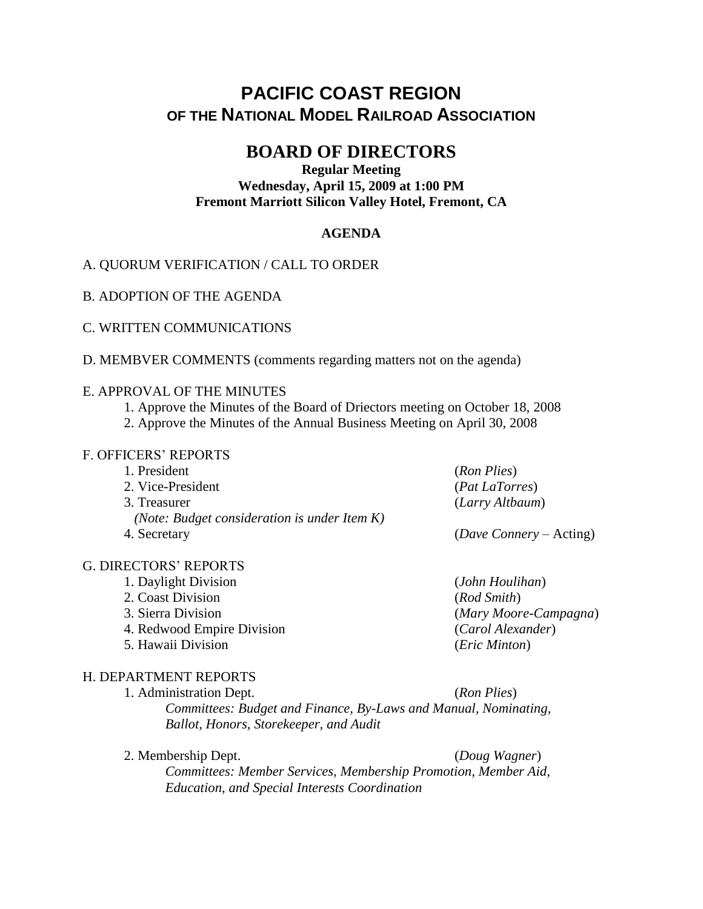# PACIFIC COAST REGION
## OF THE NATIONAL MODEL RAILROAD ASSOCIATION

## BOARD OF DIRECTORS

**Regular Meeting**
**Wednesday, April 15, 2009 at 1:00 PM**
**Fremont Marriott Silicon Valley Hotel, Fremont, CA**

**AGENDA**

A. QUORUM VERIFICATION / CALL TO ORDER

B. ADOPTION OF THE AGENDA

C. WRITTEN COMMUNICATIONS

D. MEMBVER COMMENTS (comments regarding matters not on the agenda)

E. APPROVAL OF THE MINUTES

1. Approve the Minutes of the Board of Driectors meeting on October 18, 2008
2. Approve the Minutes of the Annual Business Meeting on April 30, 2008

F. OFFICERS' REPORTS

1. President (*Ron Plies*)
2. Vice-President (*Pat LaTorres*)
3. Treasurer (*Larry Altbaum*)
   *(Note: Budget consideration is under Item K)*
4. Secretary (*Dave Connery* – Acting)

G. DIRECTORS' REPORTS

1. Daylight Division (*John Houlihan*)
2. Coast Division (*Rod Smith*)
3. Sierra Division (*Mary Moore-Campagna*)
4. Redwood Empire Division (*Carol Alexander*)
5. Hawaii Division (*Eric Minton*)

H. DEPARTMENT REPORTS

1. Administration Dept. (*Ron Plies*)
   *Committees: Budget and Finance, By-Laws and Manual, Nominating, Ballot, Honors, Storekeeper, and Audit*

2. Membership Dept. (*Doug Wagner*)
   *Committees: Member Services, Membership Promotion, Member Aid, Education, and Special Interests Coordination*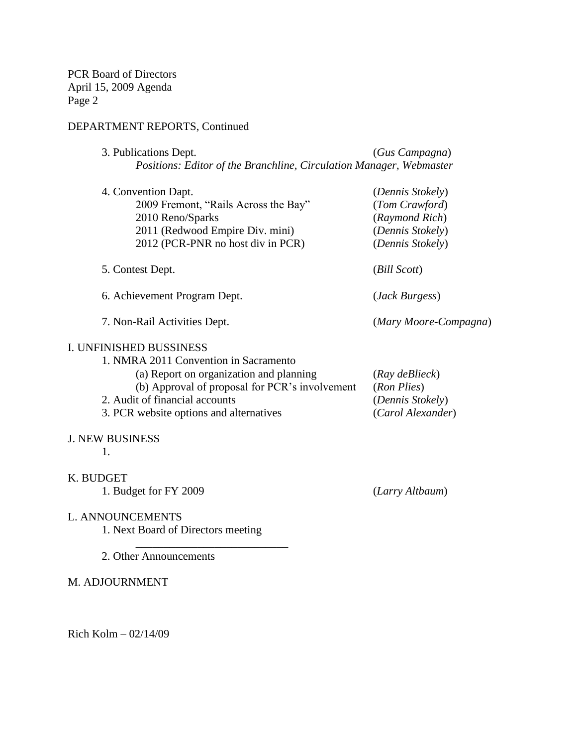DEPARTMENT REPORTS, Continued

3. Publications Dept. (*Gus Campagna*)
   *Positions: Editor of the Branchline, Circulation Manager, Webmaster*

4. Convention Dapt. (*Dennis Stokely*)
   - 2009 Fremont, "Rails Across the Bay" (*Tom Crawford*)
   - 2010 Reno/Sparks (*Raymond Rich*)
   - 2011 (Redwood Empire Div. mini) (*Dennis Stokely*)
   - 2012 (PCR-PNR no host div in PCR) (*Dennis Stokely*)

5. Contest Dept. (*Bill Scott*)

6. Achievement Program Dept. (*Jack Burgess*)

7. Non-Rail Activities Dept. (*Mary Moore-Compagna*)

I. UNFINISHED BUSSINESS

1. NMRA 2011 Convention in Sacramento
   - (a) Report on organization and planning (*Ray deBlieck*)
   - (b) Approval of proposal for PCR's involvement (*Ron Plies*)
2. Audit of financial accounts (*Dennis Stokely*)
3. PCR website options and alternatives (*Carol Alexander*)

J. NEW BUSINESS

1.

K. BUDGET

1. Budget for FY 2009 (*Larry Altbaum*)

L. ANNOUNCEMENTS

1. Next Board of Directors meeting
   \_\_\_\_\_\_\_\_\_\_\_\_\_\_\_\_\_\_\_\_\_\_\_\_\_\_\_
2. Other Announcements

M. ADJOURNMENT

Rich Kolm – 02/14/09